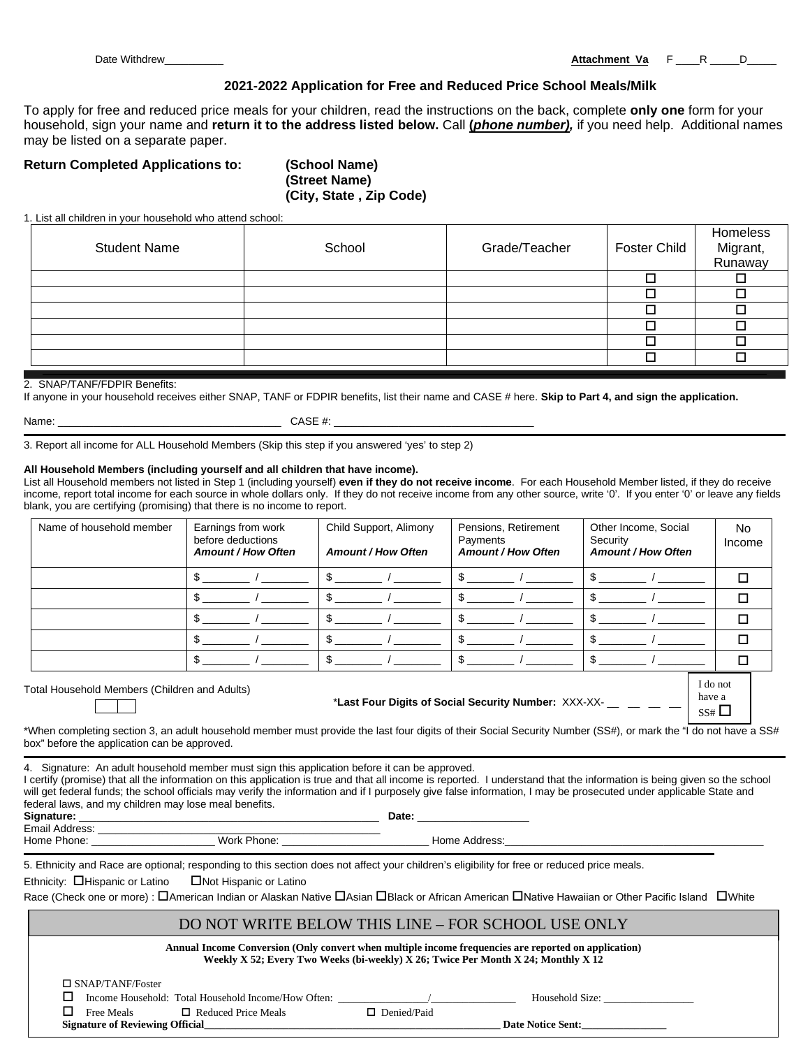Date Withdrew__________ **Attachment Va** F ____R _____D_____

## 2021-2022 Application for Free and Reduced Price School Meals/Milk

To apply for free and reduced price meals for your children, read the instructions on the back, complete **only one** form for your household, sign your name and **return it to the address listed below.** Call **(*phone number*),** if you need help. Additional names may be listed on a separate paper.

**Return Completed Applications to:** **(School Name)**
**(Street Name)**
**(City, State , Zip Code)**

1. List all children in your household who attend school:

| Student Name | School | Grade/Teacher | Foster Child | Homeless Migrant, Runaway |
|---|---|---|---|---|
| | | | ☐ | ☐ |
| | | | ☐ | ☐ |
| | | | ☐ | ☐ |
| | | | ☐ | ☐ |
| | | | ☐ | ☐ |
| | | | ☐ | ☐ |

2. SNAP/TANF/FDPIR Benefits:
If anyone in your household receives either SNAP, TANF or FDPIR benefits, list their name and CASE # here. **Skip to Part 4, and sign the application.**

Name: _____________________________________ CASE #: _________________________________

3. Report all income for ALL Household Members (Skip this step if you answered 'yes' to step 2)

**All Household Members (including yourself and all children that have income).**
List all Household members not listed in Step 1 (including yourself) **even if they do not receive income**. For each Household Member listed, if they do receive income, report total income for each source in whole dollars only. If they do not receive income from any other source, write '0'. If you enter '0' or leave any fields blank, you are certifying (promising) that there is no income to report.

| Name of household member | Earnings from work before deductions ***Amount / How Often*** | Child Support, Alimony ***Amount / How Often*** | Pensions, Retirement Payments ***Amount / How Often*** | Other Income, Social Security ***Amount / How Often*** | No Income |
|---|---|---|---|---|---|
| | $ ________ / ________ | $ ________ / ________ | $ ________ / ________ | $ ________ / ________ | ☐ |
| | $ ________ / ________ | $ ________ / ________ | $ ________ / ________ | $ ________ / ________ | ☐ |
| | $ ________ / ________ | $ ________ / ________ | $ ________ / ________ | $ ________ / ________ | ☐ |
| | $ ________ / ________ | $ ________ / ________ | $ ________ / ________ | $ ________ / ________ | ☐ |
| | $ ________ / ________ | $ ________ / ________ | $ ________ / ________ | $ ________ / ________ | ☐ |

Total Household Members (Children and Adults) ☐☐

***Last Four Digits of Social Security Number:** XXX-XX- __ __ __ __ I do not have a SS# ☐

*When completing section 3, an adult household member must provide the last four digits of their Social Security Number (SS#), or mark the "I do not have a SS# box" before the application can be approved.

4. Signature: An adult household member must sign this application before it can be approved.
I certify (promise) that all the information on this application is true and that all income is reported. I understand that the information is being given so the school will get federal funds; the school officials may verify the information and if I purposely give false information, I may be prosecuted under applicable State and federal laws, and my children may lose meal benefits.
**Signature:** ___________________________________________________ **Date:** ___________________
Email Address: ___________________________________________________
Home Phone: _____________________ Work Phone: _________________________ Home Address:_____________________________________________

5. Ethnicity and Race are optional; responding to this section does not affect your children's eligibility for free or reduced price meals.

Ethnicity: ☐Hispanic or Latino ☐Not Hispanic or Latino

Race (Check one or more) : ☐American Indian or Alaskan Native ☐Asian ☐Black or African American ☐Native Hawaiian or Other Pacific Island ☐White

### DO NOT WRITE BELOW THIS LINE – FOR SCHOOL USE ONLY

**Annual Income Conversion (Only convert when multiple income frequencies are reported on application)**
**Weekly X 52; Every Two Weeks (bi-weekly) X 26; Twice Per Month X 24; Monthly X 12**

☐ SNAP/TANF/Foster
☐ Income Household: Total Household Income/How Often: _________________/________________ Household Size: _________________
☐ Free Meals ☐ Reduced Price Meals ☐ Denied/Paid
**Signature of Reviewing Official**_______________________________________________________ **Date Notice Sent:**________________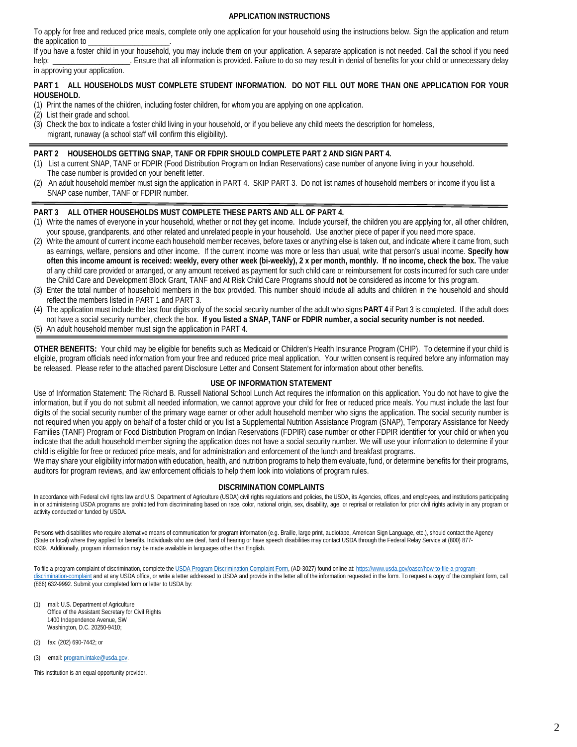## APPLICATION INSTRUCTIONS

To apply for free and reduced price meals, complete only one application for your household using the instructions below. Sign the application and return the application to ____________________.

If you have a foster child in your household, you may include them on your application. A separate application is not needed. Call the school if you need help: ___________________. Ensure that all information is provided. Failure to do so may result in denial of benefits for your child or unnecessary delay in approving your application.

**PART 1 ALL HOUSEHOLDS MUST COMPLETE STUDENT INFORMATION. DO NOT FILL OUT MORE THAN ONE APPLICATION FOR YOUR HOUSEHOLD.**

(1) Print the names of the children, including foster children, for whom you are applying on one application.
(2) List their grade and school.
(3) Check the box to indicate a foster child living in your household, or if you believe any child meets the description for homeless, migrant, runaway (a school staff will confirm this eligibility).

---

**PART 2 HOUSEHOLDS GETTING SNAP, TANF OR FDPIR SHOULD COMPLETE PART 2 AND SIGN PART 4.**

(1) List a current SNAP, TANF or FDPIR (Food Distribution Program on Indian Reservations) case number of anyone living in your household. The case number is provided on your benefit letter.
(2) An adult household member must sign the application in PART 4. SKIP PART 3. Do not list names of household members or income if you list a SNAP case number, TANF or FDPIR number.

---

**PART 3 ALL OTHER HOUSEHOLDS MUST COMPLETE THESE PARTS AND ALL OF PART 4.**

(1) Write the names of everyone in your household, whether or not they get income. Include yourself, the children you are applying for, all other children, your spouse, grandparents, and other related and unrelated people in your household. Use another piece of paper if you need more space.
(2) Write the amount of current income each household member receives, before taxes or anything else is taken out, and indicate where it came from, such as earnings, welfare, pensions and other income. If the current income was more or less than usual, write that person's usual income. **Specify how often this income amount is received: weekly, every other week (bi-weekly), 2 x per month, monthly. If no income, check the box.** The value of any child care provided or arranged, or any amount received as payment for such child care or reimbursement for costs incurred for such care under the Child Care and Development Block Grant, TANF and At Risk Child Care Programs should **not** be considered as income for this program.
(3) Enter the total number of household members in the box provided. This number should include all adults and children in the household and should reflect the members listed in PART 1 and PART 3.
(4) The application must include the last four digits only of the social security number of the adult who signs **PART 4** if Part 3 is completed. If the adult does not have a social security number, check the box. **If you listed a SNAP, TANF or FDPIR number, a social security number is not needed.**
(5) An adult household member must sign the application in PART 4.

---

**OTHER BENEFITS:** Your child may be eligible for benefits such as Medicaid or Children's Health Insurance Program (CHIP). To determine if your child is eligible, program officials need information from your free and reduced price meal application. Your written consent is required before any information may be released. Please refer to the attached parent Disclosure Letter and Consent Statement for information about other benefits.

## USE OF INFORMATION STATEMENT

Use of Information Statement: The Richard B. Russell National School Lunch Act requires the information on this application. You do not have to give the information, but if you do not submit all needed information, we cannot approve your child for free or reduced price meals. You must include the last four digits of the social security number of the primary wage earner or other adult household member who signs the application. The social security number is not required when you apply on behalf of a foster child or you list a Supplemental Nutrition Assistance Program (SNAP), Temporary Assistance for Needy Families (TANF) Program or Food Distribution Program on Indian Reservations (FDPIR) case number or other FDPIR identifier for your child or when you indicate that the adult household member signing the application does not have a social security number. We will use your information to determine if your child is eligible for free or reduced price meals, and for administration and enforcement of the lunch and breakfast programs.

We may share your eligibility information with education, health, and nutrition programs to help them evaluate, fund, or determine benefits for their programs, auditors for program reviews, and law enforcement officials to help them look into violations of program rules.

## DISCRIMINATION COMPLAINTS

In accordance with Federal civil rights law and U.S. Department of Agriculture (USDA) civil rights regulations and policies, the USDA, its Agencies, offices, and employees, and institutions participating in or administering USDA programs are prohibited from discriminating based on race, color, national origin, sex, disability, age, or reprisal or retaliation for prior civil rights activity in any program or activity conducted or funded by USDA.

Persons with disabilities who require alternative means of communication for program information (e.g. Braille, large print, audiotape, American Sign Language, etc.), should contact the Agency (State or local) where they applied for benefits. Individuals who are deaf, hard of hearing or have speech disabilities may contact USDA through the Federal Relay Service at (800) 877-8339. Additionally, program information may be made available in languages other than English.

To file a program complaint of discrimination, complete the USDA Program Discrimination Complaint Form, (AD-3027) found online at: https://www.usda.gov/oascr/how-to-file-a-program-discrimination-complaint and at any USDA office, or write a letter addressed to USDA and provide in the letter all of the information requested in the form. To request a copy of the complaint form, call (866) 632-9992. Submit your completed form or letter to USDA by:

(1) mail: U.S. Department of Agriculture
Office of the Assistant Secretary for Civil Rights
1400 Independence Avenue, SW
Washington, D.C. 20250-9410;

(2) fax: (202) 690-7442; or

(3) email: program.intake@usda.gov.

This institution is an equal opportunity provider.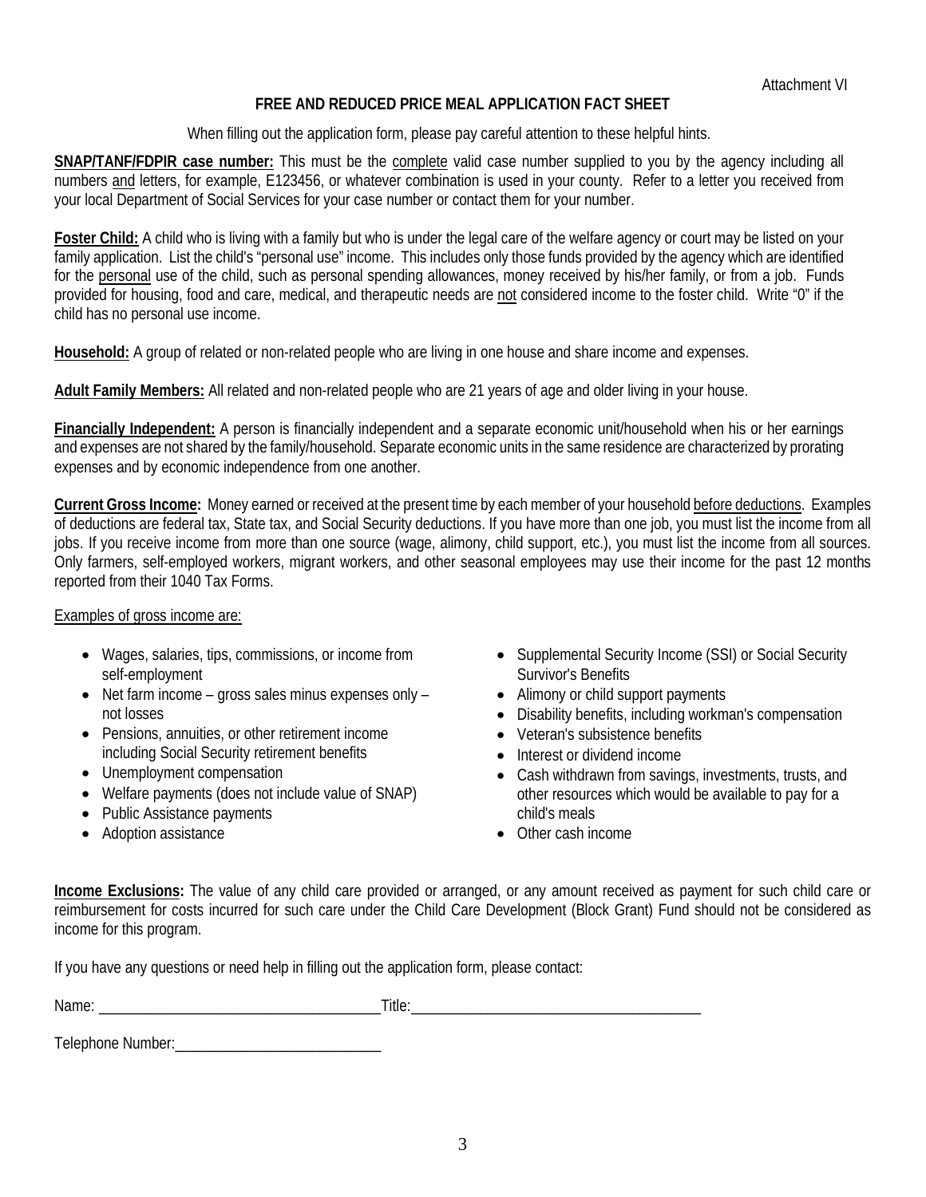Attachment VI

## FREE AND REDUCED PRICE MEAL APPLICATION FACT SHEET

When filling out the application form, please pay careful attention to these helpful hints.

**SNAP/TANF/FDPIR case number:** This must be the complete valid case number supplied to you by the agency including all numbers and letters, for example, E123456, or whatever combination is used in your county. Refer to a letter you received from your local Department of Social Services for your case number or contact them for your number.

**Foster Child:** A child who is living with a family but who is under the legal care of the welfare agency or court may be listed on your family application. List the child's "personal use" income. This includes only those funds provided by the agency which are identified for the personal use of the child, such as personal spending allowances, money received by his/her family, or from a job. Funds provided for housing, food and care, medical, and therapeutic needs are not considered income to the foster child. Write "0" if the child has no personal use income.

**Household:** A group of related or non-related people who are living in one house and share income and expenses.

**Adult Family Members:** All related and non-related people who are 21 years of age and older living in your house.

**Financially Independent:** A person is financially independent and a separate economic unit/household when his or her earnings and expenses are not shared by the family/household. Separate economic units in the same residence are characterized by prorating expenses and by economic independence from one another.

**Current Gross Income:** Money earned or received at the present time by each member of your household before deductions. Examples of deductions are federal tax, State tax, and Social Security deductions. If you have more than one job, you must list the income from all jobs. If you receive income from more than one source (wage, alimony, child support, etc.), you must list the income from all sources. Only farmers, self-employed workers, migrant workers, and other seasonal employees may use their income for the past 12 months reported from their 1040 Tax Forms.

Examples of gross income are:

- Wages, salaries, tips, commissions, or income from self-employment
- Net farm income – gross sales minus expenses only – not losses
- Pensions, annuities, or other retirement income including Social Security retirement benefits
- Unemployment compensation
- Welfare payments (does not include value of SNAP)
- Public Assistance payments
- Adoption assistance
- Supplemental Security Income (SSI) or Social Security Survivor's Benefits
- Alimony or child support payments
- Disability benefits, including workman's compensation
- Veteran's subsistence benefits
- Interest or dividend income
- Cash withdrawn from savings, investments, trusts, and other resources which would be available to pay for a child's meals
- Other cash income

**Income Exclusions:** The value of any child care provided or arranged, or any amount received as payment for such child care or reimbursement for costs incurred for such care under the Child Care Development (Block Grant) Fund should not be considered as income for this program.

If you have any questions or need help in filling out the application form, please contact:

Name: ____________________________________ Title: ______________________________________

Telephone Number: ____________________________